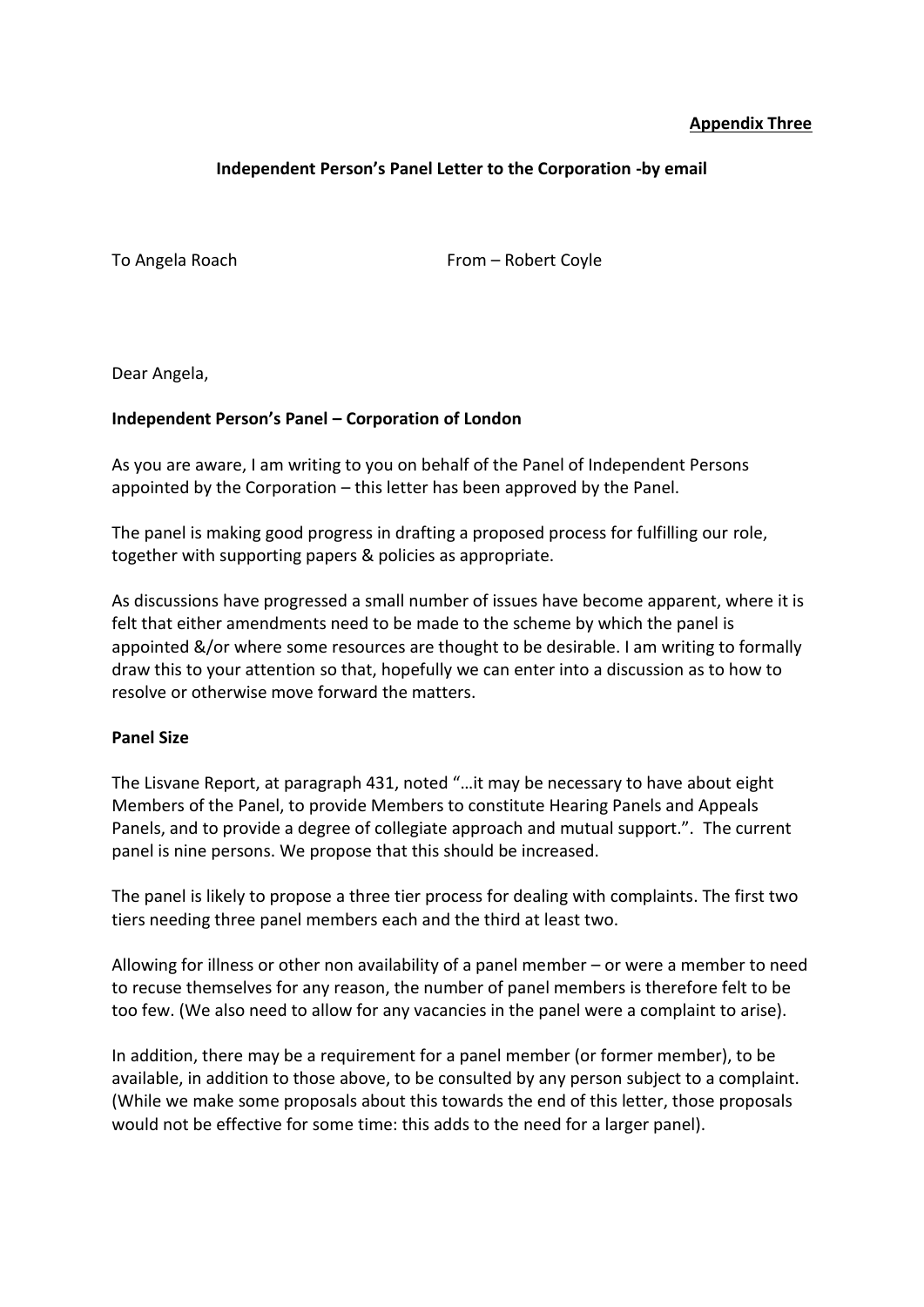**Appendix Three**

**Independent Person's Panel Letter to the Corporation -by email**

To Angela Roach From – Robert Coyle

Dear Angela,

**Independent Person's Panel – Corporation of London**

As you are aware, I am writing to you on behalf of the Panel of Independent Persons appointed by the Corporation – this letter has been approved by the Panel.

The panel is making good progress in drafting a proposed process for fulfilling our role, together with supporting papers & policies as appropriate.

As discussions have progressed a small number of issues have become apparent, where it is felt that either amendments need to be made to the scheme by which the panel is appointed &/or where some resources are thought to be desirable. I am writing to formally draw this to your attention so that, hopefully we can enter into a discussion as to how to resolve or otherwise move forward the matters.

**Panel Size**

The Lisvane Report, at paragraph 431, noted "…it may be necessary to have about eight Members of the Panel, to provide Members to constitute Hearing Panels and Appeals Panels, and to provide a degree of collegiate approach and mutual support.". The current panel is nine persons. We propose that this should be increased.

The panel is likely to propose a three tier process for dealing with complaints. The first two tiers needing three panel members each and the third at least two.

Allowing for illness or other non availability of a panel member – or were a member to need to recuse themselves for any reason, the number of panel members is therefore felt to be too few. (We also need to allow for any vacancies in the panel were a complaint to arise).

In addition, there may be a requirement for a panel member (or former member), to be available, in addition to those above, to be consulted by any person subject to a complaint. (While we make some proposals about this towards the end of this letter, those proposals would not be effective for some time: this adds to the need for a larger panel).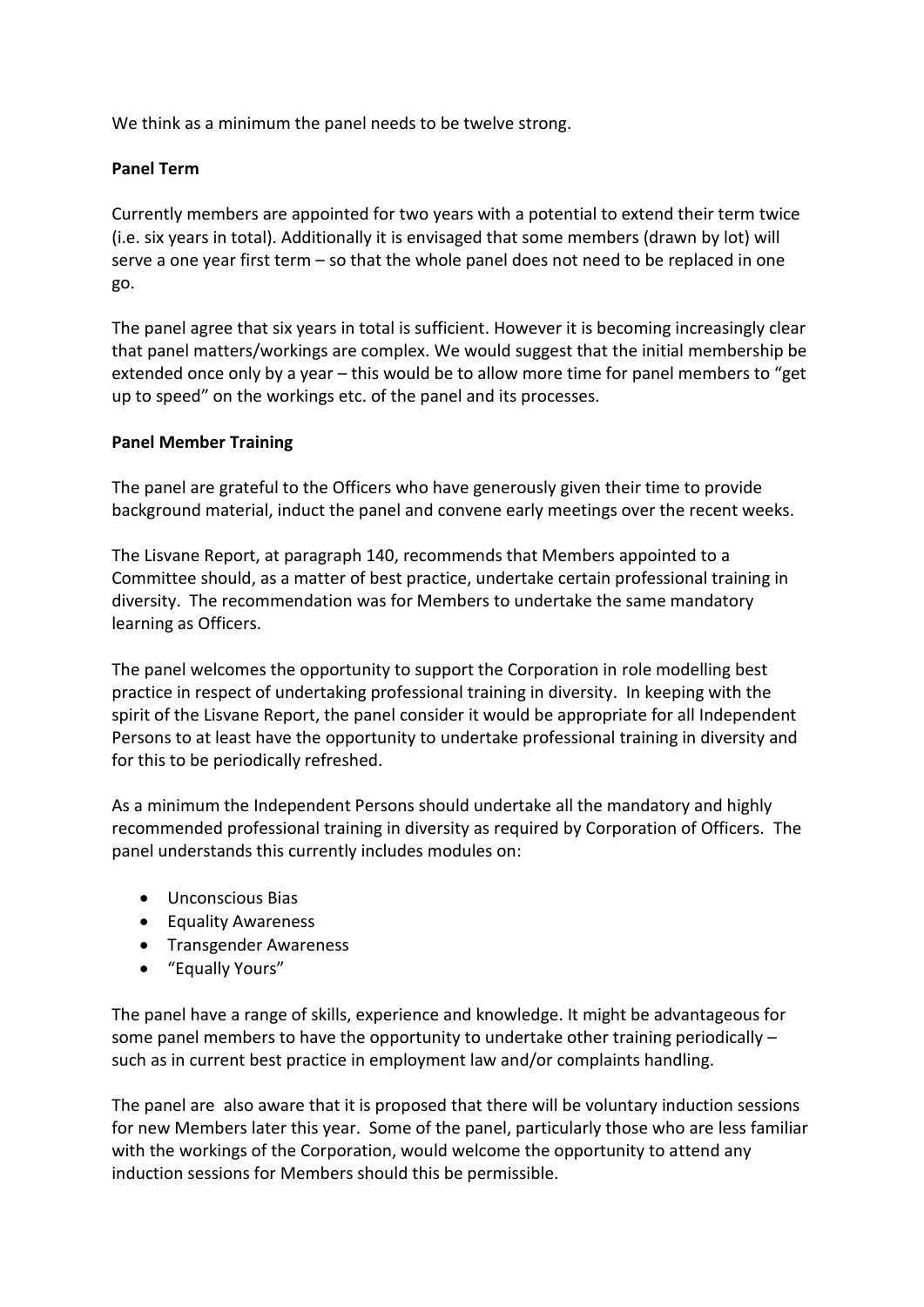We think as a minimum the panel needs to be twelve strong.

**Panel Term**

Currently members are appointed for two years with a potential to extend their term twice (i.e. six years in total). Additionally it is envisaged that some members (drawn by lot) will serve a one year first term – so that the whole panel does not need to be replaced in one go.

The panel agree that six years in total is sufficient. However it is becoming increasingly clear that panel matters/workings are complex. We would suggest that the initial membership be extended once only by a year – this would be to allow more time for panel members to "get up to speed" on the workings etc. of the panel and its processes.

**Panel Member Training**

The panel are grateful to the Officers who have generously given their time to provide background material, induct the panel and convene early meetings over the recent weeks.

The Lisvane Report, at paragraph 140, recommends that Members appointed to a Committee should, as a matter of best practice, undertake certain professional training in diversity. The recommendation was for Members to undertake the same mandatory learning as Officers.

The panel welcomes the opportunity to support the Corporation in role modelling best practice in respect of undertaking professional training in diversity. In keeping with the spirit of the Lisvane Report, the panel consider it would be appropriate for all Independent Persons to at least have the opportunity to undertake professional training in diversity and for this to be periodically refreshed.

As a minimum the Independent Persons should undertake all the mandatory and highly recommended professional training in diversity as required by Corporation of Officers. The panel understands this currently includes modules on:

- Unconscious Bias
- Equality Awareness
- Transgender Awareness
- "Equally Yours"

The panel have a range of skills, experience and knowledge. It might be advantageous for some panel members to have the opportunity to undertake other training periodically – such as in current best practice in employment law and/or complaints handling.

The panel are also aware that it is proposed that there will be voluntary induction sessions for new Members later this year. Some of the panel, particularly those who are less familiar with the workings of the Corporation, would welcome the opportunity to attend any induction sessions for Members should this be permissible.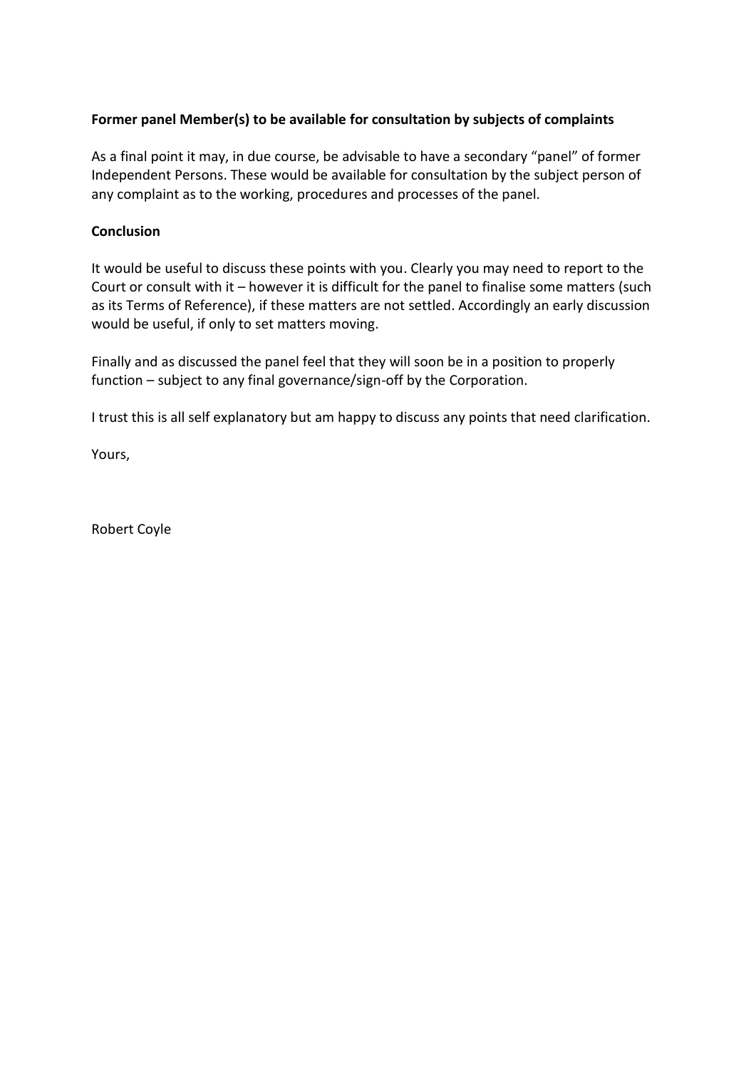**Former panel Member(s) to be available for consultation by subjects of complaints**

As a final point it may, in due course, be advisable to have a secondary "panel" of former Independent Persons. These would be available for consultation by the subject person of any complaint as to the working, procedures and processes of the panel.

**Conclusion**

It would be useful to discuss these points with you. Clearly you may need to report to the Court or consult with it – however it is difficult for the panel to finalise some matters (such as its Terms of Reference), if these matters are not settled. Accordingly an early discussion would be useful, if only to set matters moving.

Finally and as discussed the panel feel that they will soon be in a position to properly function – subject to any final governance/sign-off by the Corporation.

I trust this is all self explanatory but am happy to discuss any points that need clarification.

Yours,

Robert Coyle